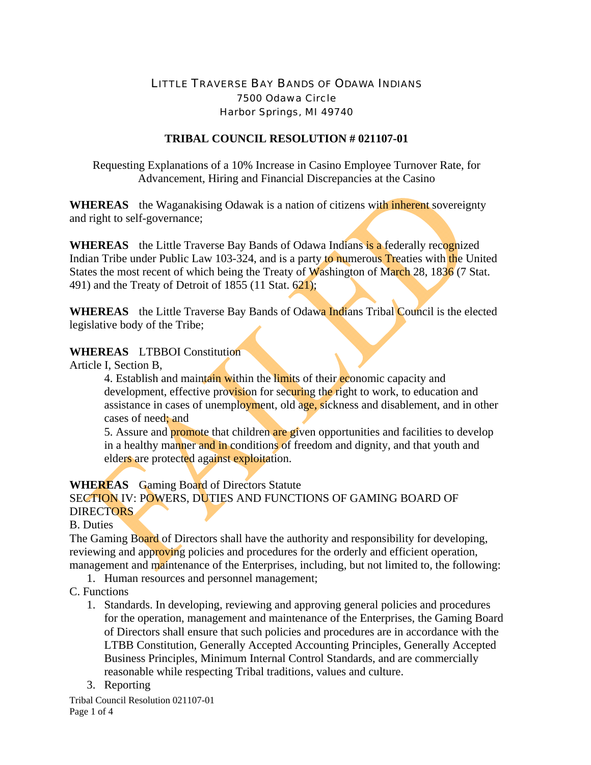LITTLE TRAVERSE BAY BANDS OF ODAWA INDIANS
7500 Odawa Circle
Harbor Springs, MI 49740

**TRIBAL COUNCIL RESOLUTION # 021107-01**

Requesting Explanations of a 10% Increase in Casino Employee Turnover Rate, for Advancement, Hiring and Financial Discrepancies at the Casino

**WHEREAS** the Waganakising Odawak is a nation of citizens with inherent sovereignty and right to self-governance;

**WHEREAS** the Little Traverse Bay Bands of Odawa Indians is a federally recognized Indian Tribe under Public Law 103-324, and is a party to numerous Treaties with the United States the most recent of which being the Treaty of Washington of March 28, 1836 (7 Stat. 491) and the Treaty of Detroit of 1855 (11 Stat. 621);

**WHEREAS** the Little Traverse Bay Bands of Odawa Indians Tribal Council is the elected legislative body of the Tribe;

**WHEREAS** LTBBOI Constitution
Article I, Section B,

4. Establish and maintain within the limits of their economic capacity and development, effective provision for securing the right to work, to education and assistance in cases of unemployment, old age, sickness and disablement, and in other cases of need; and
5. Assure and promote that children are given opportunities and facilities to develop in a healthy manner and in conditions of freedom and dignity, and that youth and elders are protected against exploitation.

**WHEREAS** Gaming Board of Directors Statute
SECTION IV: POWERS, DUTIES AND FUNCTIONS OF GAMING BOARD OF DIRECTORS
B. Duties
The Gaming Board of Directors shall have the authority and responsibility for developing, reviewing and approving policies and procedures for the orderly and efficient operation, management and maintenance of the Enterprises, including, but not limited to, the following:

1. Human resources and personnel management;

C. Functions

1. Standards. In developing, reviewing and approving general policies and procedures for the operation, management and maintenance of the Enterprises, the Gaming Board of Directors shall ensure that such policies and procedures are in accordance with the LTBB Constitution, Generally Accepted Accounting Principles, Generally Accepted Business Principles, Minimum Internal Control Standards, and are commercially reasonable while respecting Tribal traditions, values and culture.
3. Reporting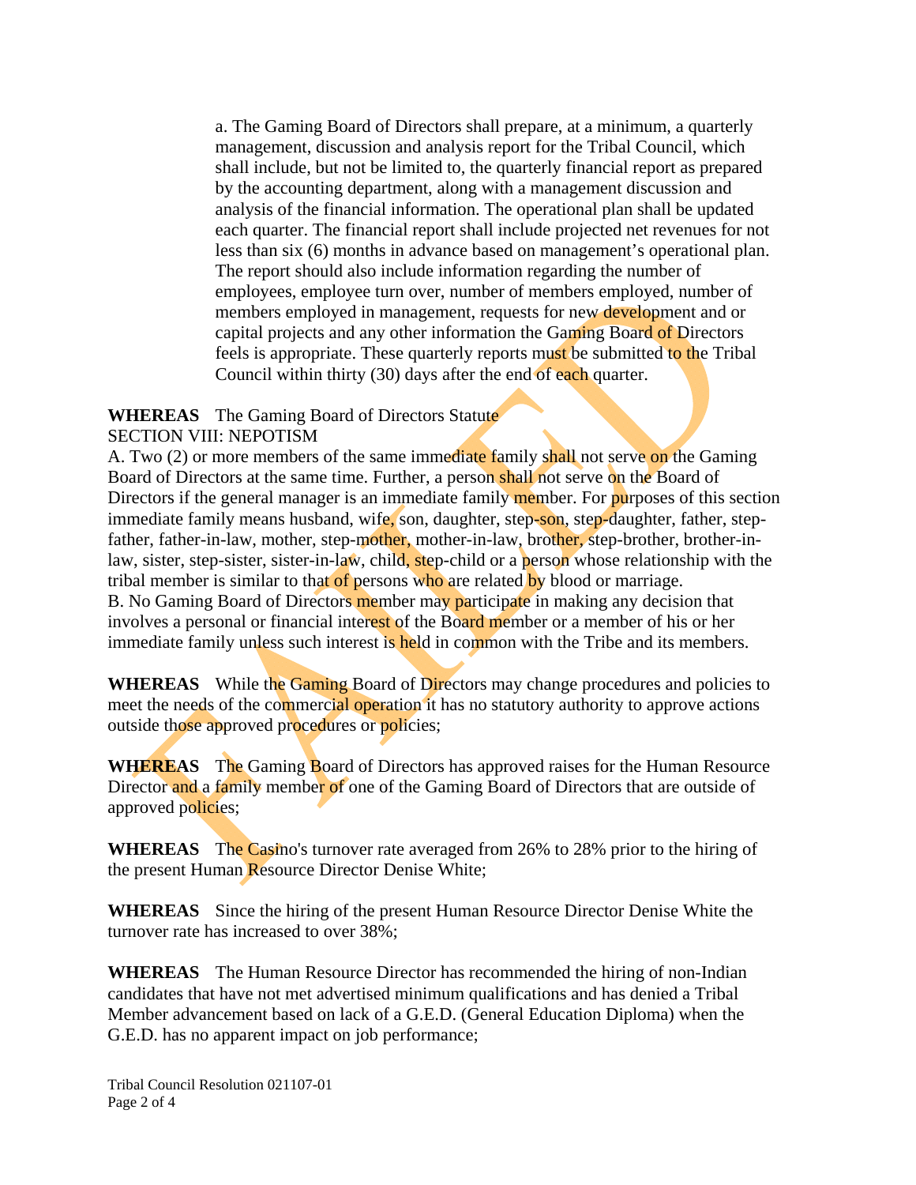a. The Gaming Board of Directors shall prepare, at a minimum, a quarterly management, discussion and analysis report for the Tribal Council, which shall include, but not be limited to, the quarterly financial report as prepared by the accounting department, along with a management discussion and analysis of the financial information. The operational plan shall be updated each quarter. The financial report shall include projected net revenues for not less than six (6) months in advance based on management's operational plan. The report should also include information regarding the number of employees, employee turn over, number of members employed, number of members employed in management, requests for new development and or capital projects and any other information the Gaming Board of Directors feels is appropriate. These quarterly reports must be submitted to the Tribal Council within thirty (30) days after the end of each quarter.

**WHEREAS** The Gaming Board of Directors Statute
SECTION VIII: NEPOTISM
A. Two (2) or more members of the same immediate family shall not serve on the Gaming Board of Directors at the same time. Further, a person shall not serve on the Board of Directors if the general manager is an immediate family member. For purposes of this section immediate family means husband, wife, son, daughter, step-son, step-daughter, father, step-father, father-in-law, mother, step-mother, mother-in-law, brother, step-brother, brother-in-law, sister, step-sister, sister-in-law, child, step-child or a person whose relationship with the tribal member is similar to that of persons who are related by blood or marriage.
B. No Gaming Board of Directors member may participate in making any decision that involves a personal or financial interest of the Board member or a member of his or her immediate family unless such interest is held in common with the Tribe and its members.

**WHEREAS** While the Gaming Board of Directors may change procedures and policies to meet the needs of the commercial operation it has no statutory authority to approve actions outside those approved procedures or policies;

**WHEREAS** The Gaming Board of Directors has approved raises for the Human Resource Director and a family member of one of the Gaming Board of Directors that are outside of approved policies;

**WHEREAS** The Casino's turnover rate averaged from 26% to 28% prior to the hiring of the present Human Resource Director Denise White;

**WHEREAS** Since the hiring of the present Human Resource Director Denise White the turnover rate has increased to over 38%;

**WHEREAS** The Human Resource Director has recommended the hiring of non-Indian candidates that have not met advertised minimum qualifications and has denied a Tribal Member advancement based on lack of a G.E.D. (General Education Diploma) when the G.E.D. has no apparent impact on job performance;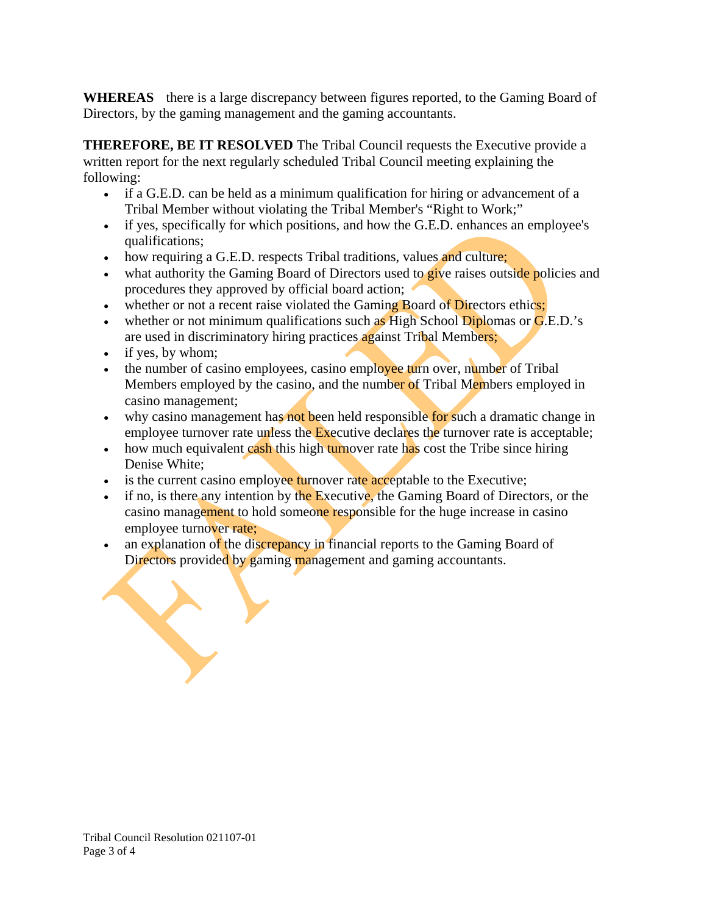**WHEREAS** there is a large discrepancy between figures reported, to the Gaming Board of Directors, by the gaming management and the gaming accountants.

**THEREFORE, BE IT RESOLVED** The Tribal Council requests the Executive provide a written report for the next regularly scheduled Tribal Council meeting explaining the following:

- if a G.E.D. can be held as a minimum qualification for hiring or advancement of a Tribal Member without violating the Tribal Member's "Right to Work;"
- if yes, specifically for which positions, and how the G.E.D. enhances an employee's qualifications;
- how requiring a G.E.D. respects Tribal traditions, values and culture;
- what authority the Gaming Board of Directors used to give raises outside policies and procedures they approved by official board action;
- whether or not a recent raise violated the Gaming Board of Directors ethics;
- whether or not minimum qualifications such as High School Diplomas or G.E.D.'s are used in discriminatory hiring practices against Tribal Members;
- if yes, by whom;
- the number of casino employees, casino employee turn over, number of Tribal Members employed by the casino, and the number of Tribal Members employed in casino management;
- why casino management has not been held responsible for such a dramatic change in employee turnover rate unless the Executive declares the turnover rate is acceptable;
- how much equivalent cash this high turnover rate has cost the Tribe since hiring Denise White;
- is the current casino employee turnover rate acceptable to the Executive;
- if no, is there any intention by the Executive, the Gaming Board of Directors, or the casino management to hold someone responsible for the huge increase in casino employee turnover rate;
- an explanation of the discrepancy in financial reports to the Gaming Board of Directors provided by gaming management and gaming accountants.

FAILED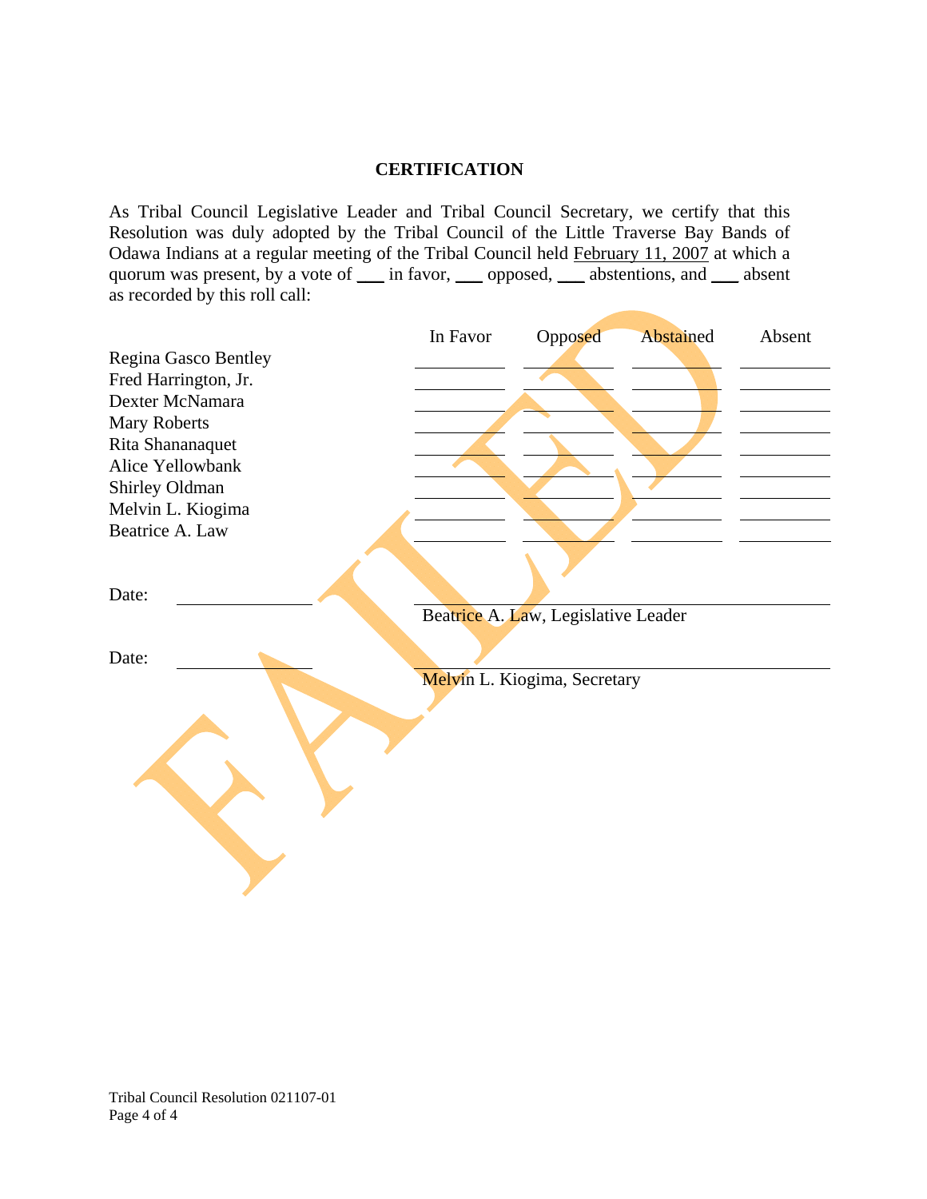## CERTIFICATION

As Tribal Council Legislative Leader and Tribal Council Secretary, we certify that this Resolution was duly adopted by the Tribal Council of the Little Traverse Bay Bands of Odawa Indians at a regular meeting of the Tribal Council held February 11, 2007 at which a quorum was present, by a vote of ___ in favor, ___ opposed, ___ abstentions, and ___ absent as recorded by this roll call:

| | In Favor | Opposed | Abstained | Absent |
|---|---|---|---|---|
| Regina Gasco Bentley | | | | |
| Fred Harrington, Jr. | | | | |
| Dexter McNamara | | | | |
| Mary Roberts | | | | |
| Rita Shananaquet | | | | |
| Alice Yellowbank | | | | |
| Shirley Oldman | | | | |
| Melvin L. Kiogima | | | | |
| Beatrice A. Law | | | | |

FAILED

Date: ______________

______________________________
Beatrice A. Law, Legislative Leader

Date: ______________

______________________________
Melvin L. Kiogima, Secretary

Tribal Council Resolution 021107-01